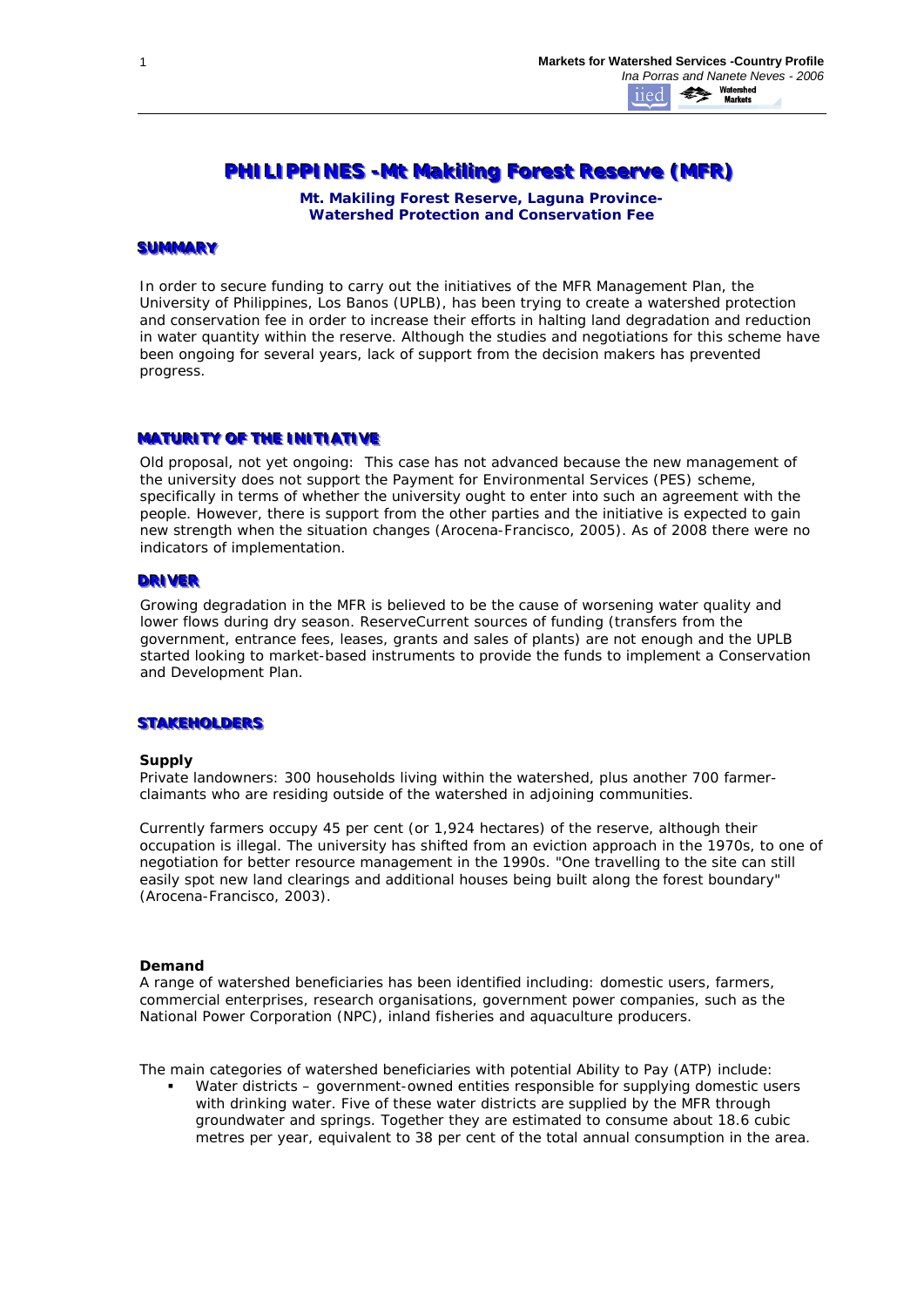# PHILIPPINES -Mt Makiling Forest Reserve (MFR)

**Mt. Makiling Forest Reserve, Laguna Province-**
**Watershed Protection and Conservation Fee**

## SUMMARY

In order to secure funding to carry out the initiatives of the MFR Management Plan, the University of Philippines, Los Banos (UPLB), has been trying to create a watershed protection and conservation fee in order to increase their efforts in halting land degradation and reduction in water quantity within the reserve. Although the studies and negotiations for this scheme have been ongoing for several years, lack of support from the decision makers has prevented progress.

## MATURITY OF THE INITIATIVE

Old proposal, not yet ongoing: This case has not advanced because the new management of the university does not support the Payment for Environmental Services (PES) scheme, specifically in terms of whether the university ought to enter into such an agreement with the people. However, there is support from the other parties and the initiative is expected to gain new strength when the situation changes (Arocena-Francisco, 2005). As of 2008 there were no indicators of implementation.

## DRIVER

Growing degradation in the MFR is believed to be the cause of worsening water quality and lower flows during dry season. ReserveCurrent sources of funding (transfers from the government, entrance fees, leases, grants and sales of plants) are not enough and the UPLB started looking to market-based instruments to provide the funds to implement a Conservation and Development Plan.

## STAKEHOLDERS

**Supply**
Private landowners: 300 households living within the watershed, plus another 700 farmer-claimants who are residing outside of the watershed in adjoining communities.

Currently farmers occupy 45 per cent (or 1,924 hectares) of the reserve, although their occupation is illegal. The university has shifted from an eviction approach in the 1970s, to one of negotiation for better resource management in the 1990s. "One travelling to the site can still easily spot new land clearings and additional houses being built along the forest boundary" (Arocena-Francisco, 2003).

**Demand**
A range of watershed beneficiaries has been identified including: domestic users, farmers, commercial enterprises, research organisations, government power companies, such as the National Power Corporation (NPC), inland fisheries and aquaculture producers.

The main categories of watershed beneficiaries with potential Ability to Pay (ATP) include:

- Water districts – government-owned entities responsible for supplying domestic users with drinking water. Five of these water districts are supplied by the MFR through groundwater and springs. Together they are estimated to consume about 18.6 cubic metres per year, equivalent to 38 per cent of the total annual consumption in the area.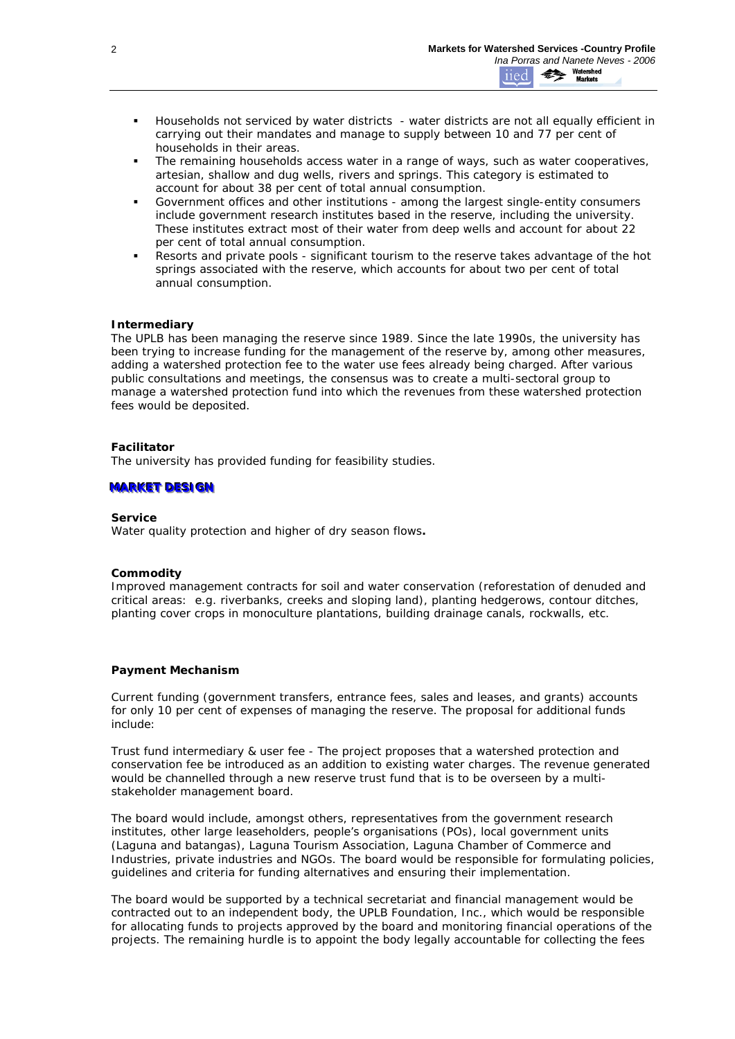- Households not serviced by water districts - water districts are not all equally efficient in carrying out their mandates and manage to supply between 10 and 77 per cent of households in their areas.
- The remaining households access water in a range of ways, such as water cooperatives, artesian, shallow and dug wells, rivers and springs. This category is estimated to account for about 38 per cent of total annual consumption.
- Government offices and other institutions - among the largest single-entity consumers include government research institutes based in the reserve, including the university. These institutes extract most of their water from deep wells and account for about 22 per cent of total annual consumption.
- Resorts and private pools - significant tourism to the reserve takes advantage of the hot springs associated with the reserve, which accounts for about two per cent of total annual consumption.

**Intermediary**
The UPLB has been managing the reserve since 1989. Since the late 1990s, the university has been trying to increase funding for the management of the reserve by, among other measures, adding a watershed protection fee to the water use fees already being charged. After various public consultations and meetings, the consensus was to create a multi-sectoral group to manage a watershed protection fund into which the revenues from these watershed protection fees would be deposited.

**Facilitator**
The university has provided funding for feasibility studies.

## MARKET DESIGN

**Service**
Water quality protection and higher of dry season flows**.**

**Commodity**
Improved management contracts for soil and water conservation (reforestation of denuded and critical areas: e.g. riverbanks, creeks and sloping land), planting hedgerows, contour ditches, planting cover crops in monoculture plantations, building drainage canals, rockwalls, etc.

**Payment Mechanism**

Current funding (government transfers, entrance fees, sales and leases, and grants) accounts for only 10 per cent of expenses of managing the reserve. The proposal for additional funds include:

Trust fund intermediary & user fee - The project proposes that a watershed protection and conservation fee be introduced as an addition to existing water charges. The revenue generated would be channelled through a new reserve trust fund that is to be overseen by a multi-stakeholder management board.

The board would include, amongst others, representatives from the government research institutes, other large leaseholders, people's organisations (POs), local government units (Laguna and batangas), Laguna Tourism Association, Laguna Chamber of Commerce and Industries, private industries and NGOs. The board would be responsible for formulating policies, guidelines and criteria for funding alternatives and ensuring their implementation.

The board would be supported by a technical secretariat and financial management would be contracted out to an independent body, the UPLB Foundation, Inc., which would be responsible for allocating funds to projects approved by the board and monitoring financial operations of the projects. The remaining hurdle is to appoint the body legally accountable for collecting the fees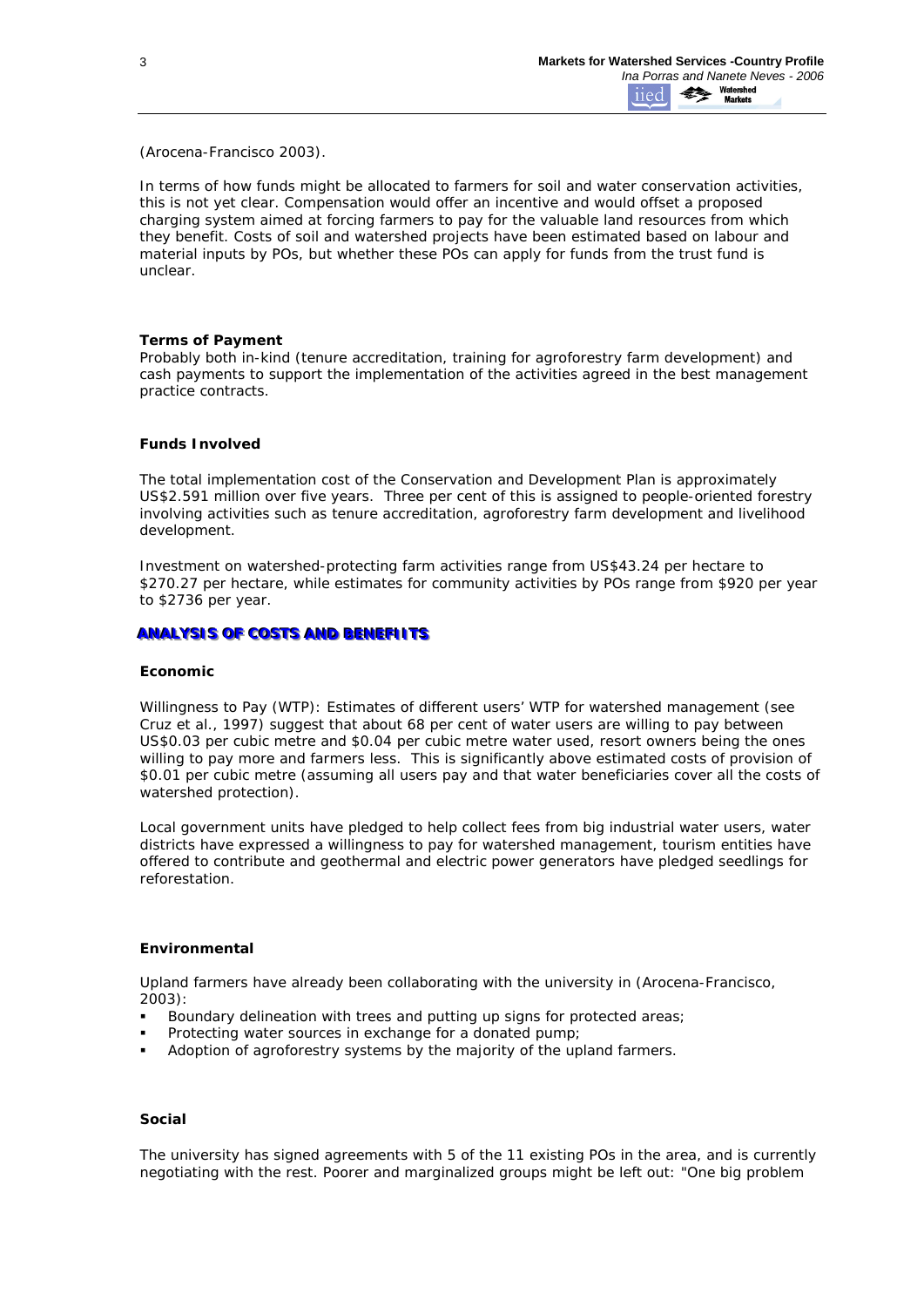(Arocena-Francisco 2003).

In terms of how funds might be allocated to farmers for soil and water conservation activities, this is not yet clear. Compensation would offer an incentive and would offset a proposed charging system aimed at forcing farmers to pay for the valuable land resources from which they benefit. Costs of soil and watershed projects have been estimated based on labour and material inputs by POs, but whether these POs can apply for funds from the trust fund is unclear.

**Terms of Payment**

Probably both in-kind (tenure accreditation, training for agroforestry farm development) and cash payments to support the implementation of the activities agreed in the best management practice contracts.

**Funds Involved**

The total implementation cost of the Conservation and Development Plan is approximately US$2.591 million over five years. Three per cent of this is assigned to people-oriented forestry involving activities such as tenure accreditation, agroforestry farm development and livelihood development.

Investment on watershed-protecting farm activities range from US$43.24 per hectare to $270.27 per hectare, while estimates for community activities by POs range from $920 per year to $2736 per year.

## ANALYSIS OF COSTS AND BENEFITS

**Economic**

Willingness to Pay (WTP): Estimates of different users' WTP for watershed management (see Cruz et al., 1997) suggest that about 68 per cent of water users are willing to pay between US$0.03 per cubic metre and $0.04 per cubic metre water used, resort owners being the ones willing to pay more and farmers less. This is significantly above estimated costs of provision of $0.01 per cubic metre (assuming all users pay and that water beneficiaries cover all the costs of watershed protection).

Local government units have pledged to help collect fees from big industrial water users, water districts have expressed a willingness to pay for watershed management, tourism entities have offered to contribute and geothermal and electric power generators have pledged seedlings for reforestation.

**Environmental**

Upland farmers have already been collaborating with the university in (Arocena-Francisco, 2003):

- Boundary delineation with trees and putting up signs for protected areas;
- Protecting water sources in exchange for a donated pump;
- Adoption of agroforestry systems by the majority of the upland farmers.

**Social**

The university has signed agreements with 5 of the 11 existing POs in the area, and is currently negotiating with the rest. Poorer and marginalized groups might be left out: "One big problem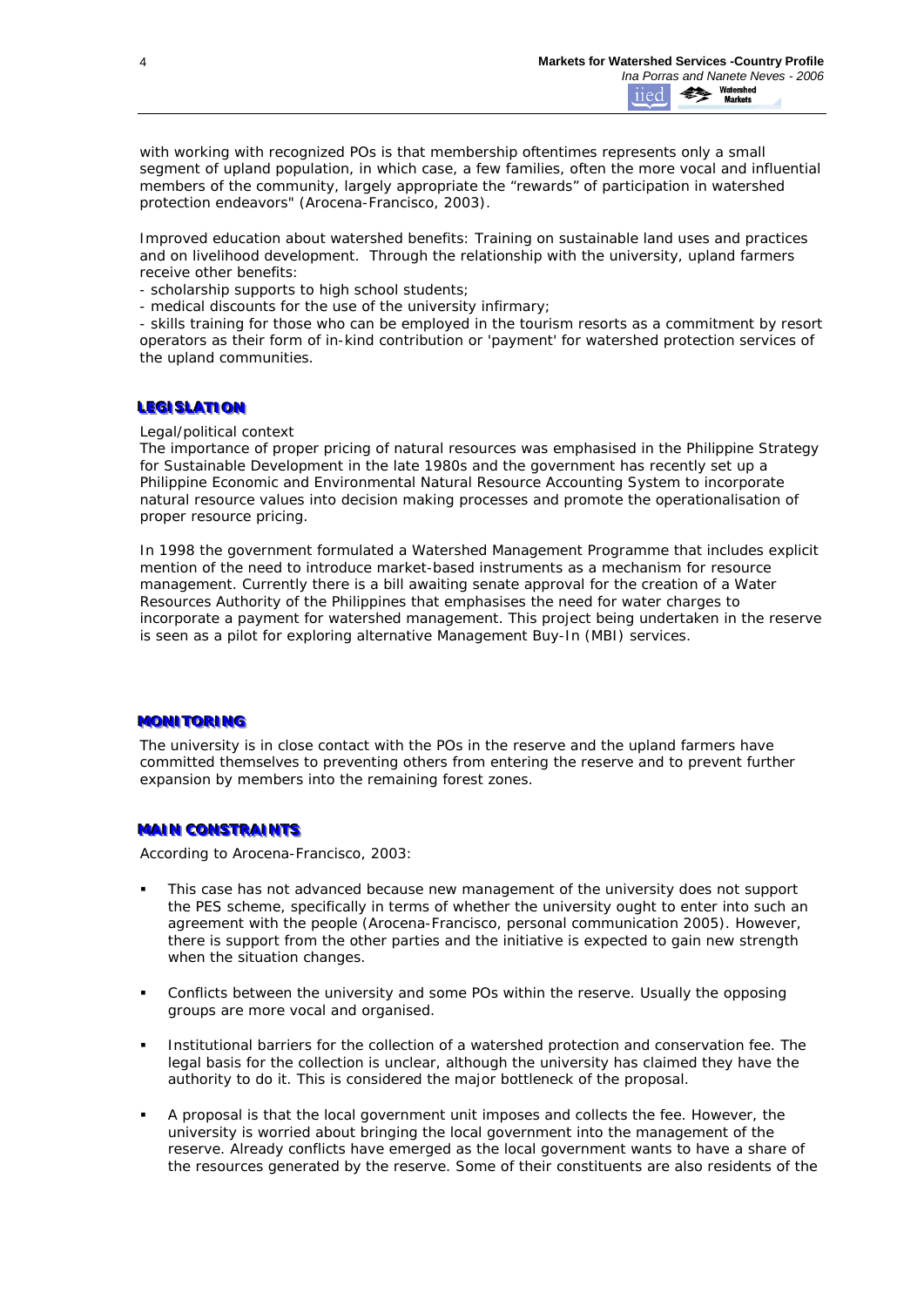with working with recognized POs is that membership oftentimes represents only a small segment of upland population, in which case, a few families, often the more vocal and influential members of the community, largely appropriate the "rewards" of participation in watershed protection endeavors" (Arocena-Francisco, 2003).

Improved education about watershed benefits: Training on sustainable land uses and practices and on livelihood development. Through the relationship with the university, upland farmers receive other benefits:
- scholarship supports to high school students;
- medical discounts for the use of the university infirmary;
- skills training for those who can be employed in the tourism resorts as a commitment by resort operators as their form of in-kind contribution or 'payment' for watershed protection services of the upland communities.

## LEGISLATION

Legal/political context
The importance of proper pricing of natural resources was emphasised in the Philippine Strategy for Sustainable Development in the late 1980s and the government has recently set up a Philippine Economic and Environmental Natural Resource Accounting System to incorporate natural resource values into decision making processes and promote the operationalisation of proper resource pricing.

In 1998 the government formulated a Watershed Management Programme that includes explicit mention of the need to introduce market-based instruments as a mechanism for resource management. Currently there is a bill awaiting senate approval for the creation of a Water Resources Authority of the Philippines that emphasises the need for water charges to incorporate a payment for watershed management. This project being undertaken in the reserve is seen as a pilot for exploring alternative Management Buy-In (MBI) services.

## MONITORING

The university is in close contact with the POs in the reserve and the upland farmers have committed themselves to preventing others from entering the reserve and to prevent further expansion by members into the remaining forest zones.

## MAIN CONSTRAINTS

According to Arocena-Francisco, 2003:

- This case has not advanced because new management of the university does not support the PES scheme, specifically in terms of whether the university ought to enter into such an agreement with the people (Arocena-Francisco, personal communication 2005). However, there is support from the other parties and the initiative is expected to gain new strength when the situation changes.
- Conflicts between the university and some POs within the reserve. Usually the opposing groups are more vocal and organised.
- Institutional barriers for the collection of a watershed protection and conservation fee. The legal basis for the collection is unclear, although the university has claimed they have the authority to do it. This is considered the major bottleneck of the proposal.
- A proposal is that the local government unit imposes and collects the fee. However, the university is worried about bringing the local government into the management of the reserve. Already conflicts have emerged as the local government wants to have a share of the resources generated by the reserve. Some of their constituents are also residents of the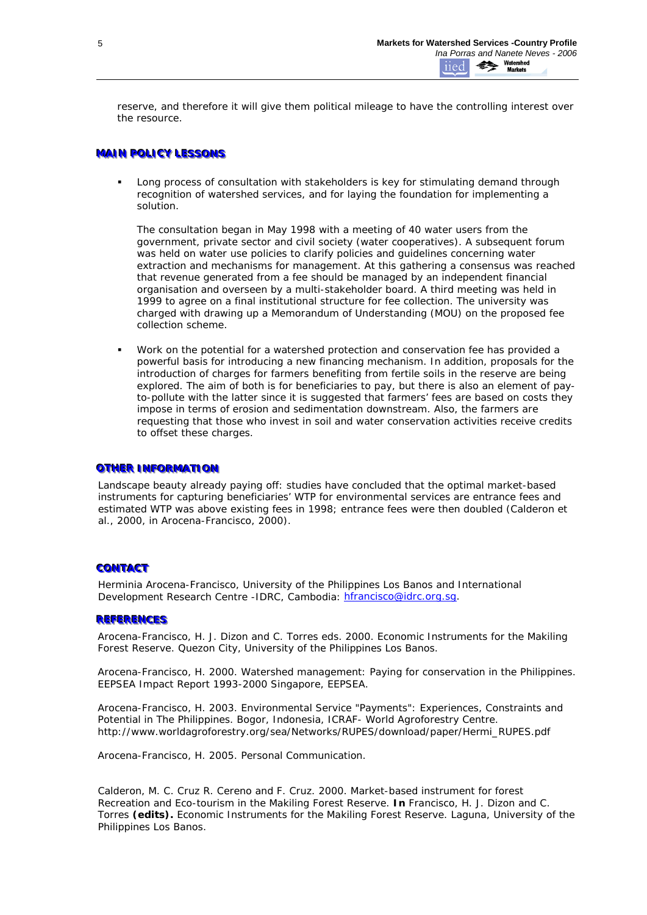reserve, and therefore it will give them political mileage to have the controlling interest over the resource.

## MAIN POLICY LESSONS

- Long process of consultation with stakeholders is key for stimulating demand through recognition of watershed services, and for laying the foundation for implementing a solution.

  The consultation began in May 1998 with a meeting of 40 water users from the government, private sector and civil society (water cooperatives). A subsequent forum was held on water use policies to clarify policies and guidelines concerning water extraction and mechanisms for management. At this gathering a consensus was reached that revenue generated from a fee should be managed by an independent financial organisation and overseen by a multi-stakeholder board. A third meeting was held in 1999 to agree on a final institutional structure for fee collection. The university was charged with drawing up a Memorandum of Understanding (MOU) on the proposed fee collection scheme.

- Work on the potential for a watershed protection and conservation fee has provided a powerful basis for introducing a new financing mechanism. In addition, proposals for the introduction of charges for farmers benefiting from fertile soils in the reserve are being explored. The aim of both is for beneficiaries to pay, but there is also an element of pay-to-pollute with the latter since it is suggested that farmers' fees are based on costs they impose in terms of erosion and sedimentation downstream. Also, the farmers are requesting that those who invest in soil and water conservation activities receive credits to offset these charges.

## OTHER INFORMATION

Landscape beauty already paying off: studies have concluded that the optimal market-based instruments for capturing beneficiaries' WTP for environmental services are entrance fees and estimated WTP was above existing fees in 1998; entrance fees were then doubled (Calderon et al., 2000, in Arocena-Francisco, 2000).

## CONTACT

Herminia Arocena-Francisco, University of the Philippines Los Banos and International Development Research Centre -IDRC, Cambodia: hfrancisco@idrc.org.sg.

## REFERENCES

Arocena-Francisco, H. J. Dizon and C. Torres eds. 2000. Economic Instruments for the Makiling Forest Reserve. Quezon City, University of the Philippines Los Banos.

Arocena-Francisco, H. 2000. Watershed management: Paying for conservation in the Philippines. EEPSEA Impact Report 1993-2000 Singapore, EEPSEA.

Arocena-Francisco, H. 2003. Environmental Service "Payments": Experiences, Constraints and Potential in The Philippines. Bogor, Indonesia, ICRAF- World Agroforestry Centre. http://www.worldagroforestry.org/sea/Networks/RUPES/download/paper/Hermi_RUPES.pdf

Arocena-Francisco, H. 2005. Personal Communication.

Calderon, M. C. Cruz R. Cereno and F. Cruz. 2000. Market-based instrument for forest Recreation and Eco-tourism in the Makiling Forest Reserve. **In** Francisco, H. J. Dizon and C. Torres **(edits).** Economic Instruments for the Makiling Forest Reserve. Laguna, University of the Philippines Los Banos.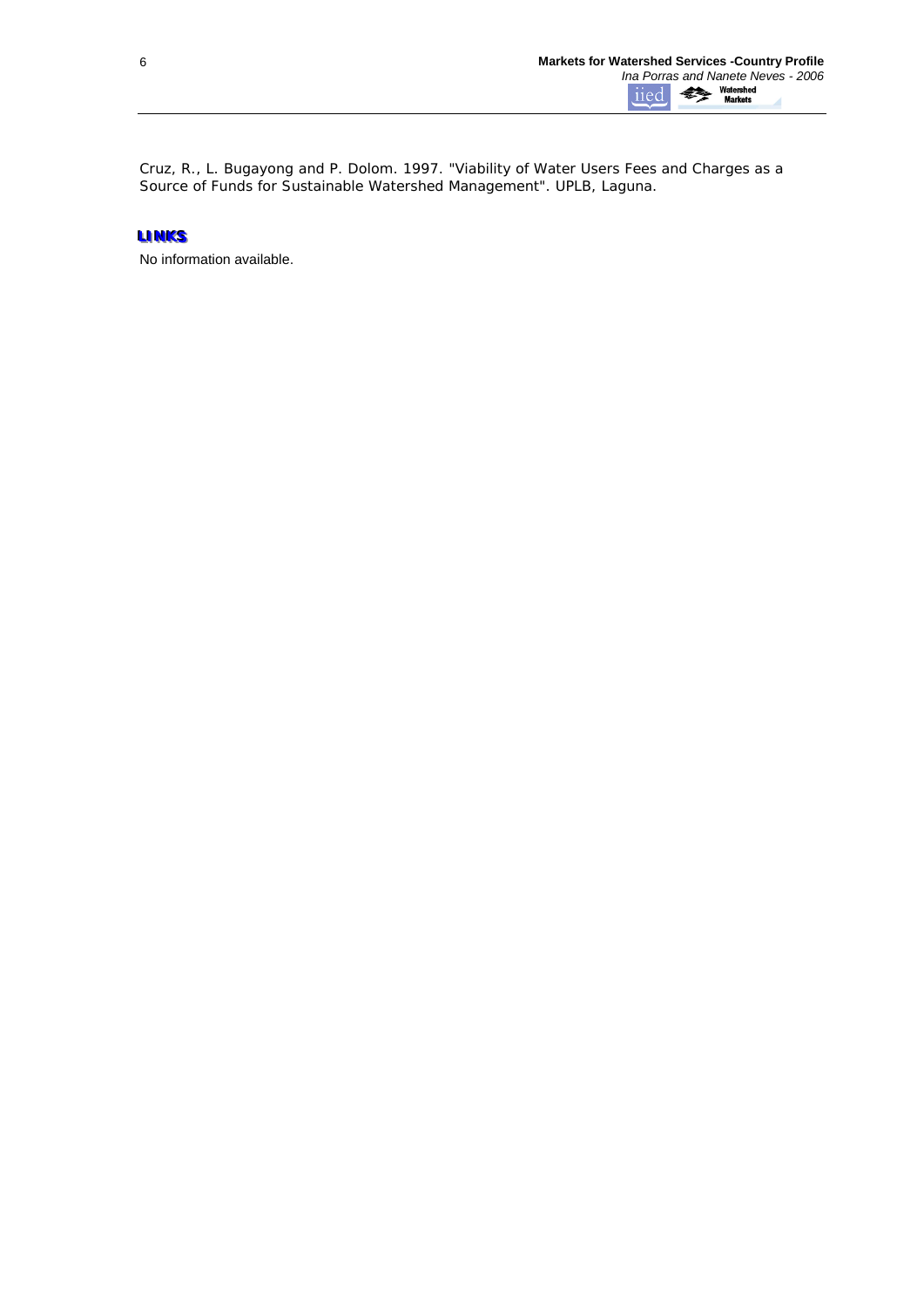Cruz, R., L. Bugayong and P. Dolom. 1997. "Viability of Water Users Fees and Charges as a Source of Funds for Sustainable Watershed Management". UPLB, Laguna.

## LINKS

No information available.